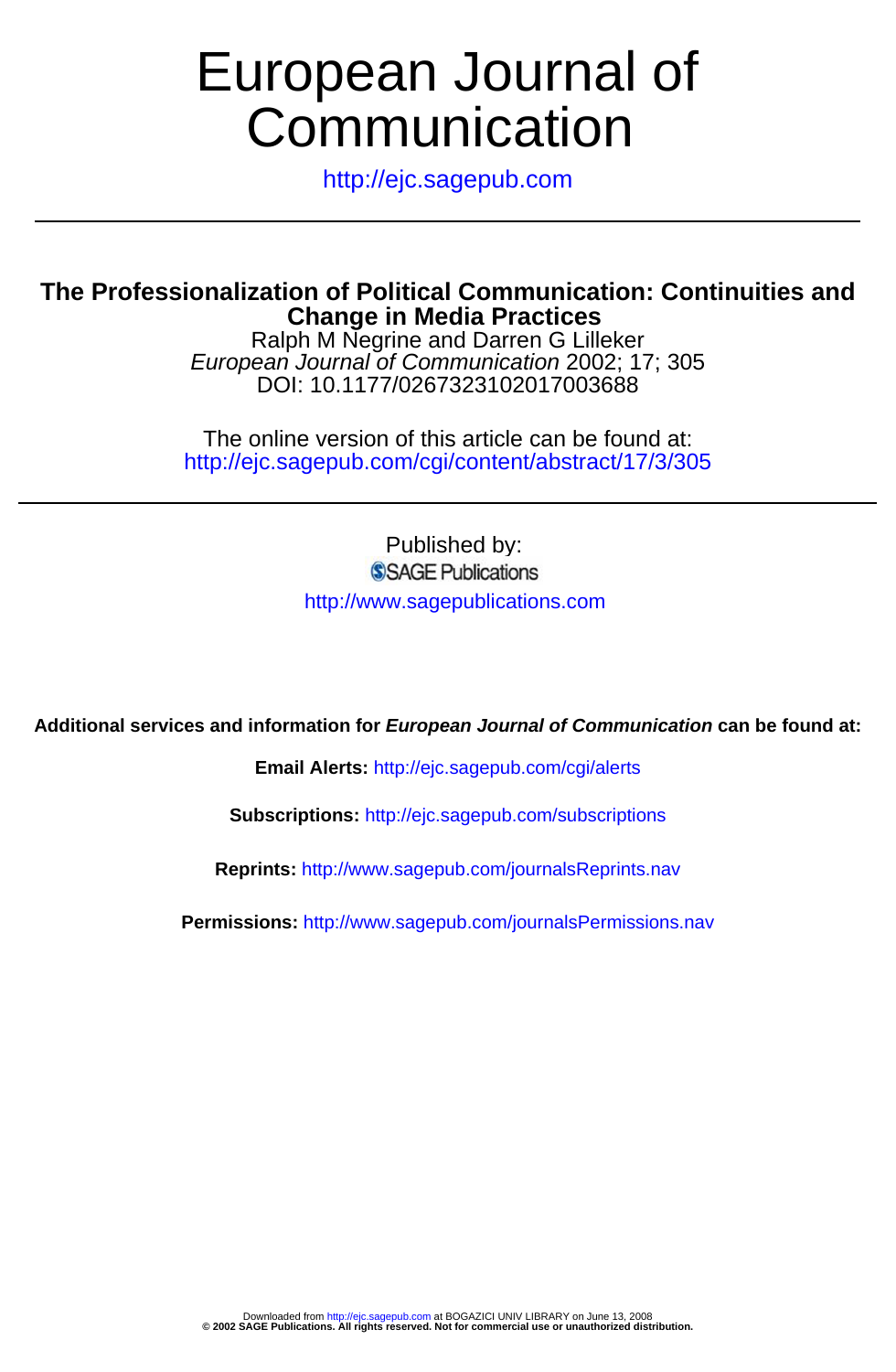# European Journal of Communication

http://ejc.sagepub.com

## The Professionalization of Political Communication: Continuities and Change in Media Practices

Ralph M Negrine and Darren G Lilleker

*European Journal of Communication* 2002; 17; 305

DOI: 10.1177/0267323102017003688

The online version of this article can be found at:
http://ejc.sagepub.com/cgi/content/abstract/17/3/305

Published by:

SAGE Publications

http://www.sagepublications.com

**Additional services and information for *European Journal of Communication* can be found at:**

**Email Alerts:** http://ejc.sagepub.com/cgi/alerts

**Subscriptions:** http://ejc.sagepub.com/subscriptions

**Reprints:** http://www.sagepub.com/journalsReprints.nav

**Permissions:** http://www.sagepub.com/journalsPermissions.nav

Downloaded from http://ejc.sagepub.com at BOGAZICI UNIV LIBRARY on June 13, 2008
**© 2002 SAGE Publications. All rights reserved. Not for commercial use or unauthorized distribution.**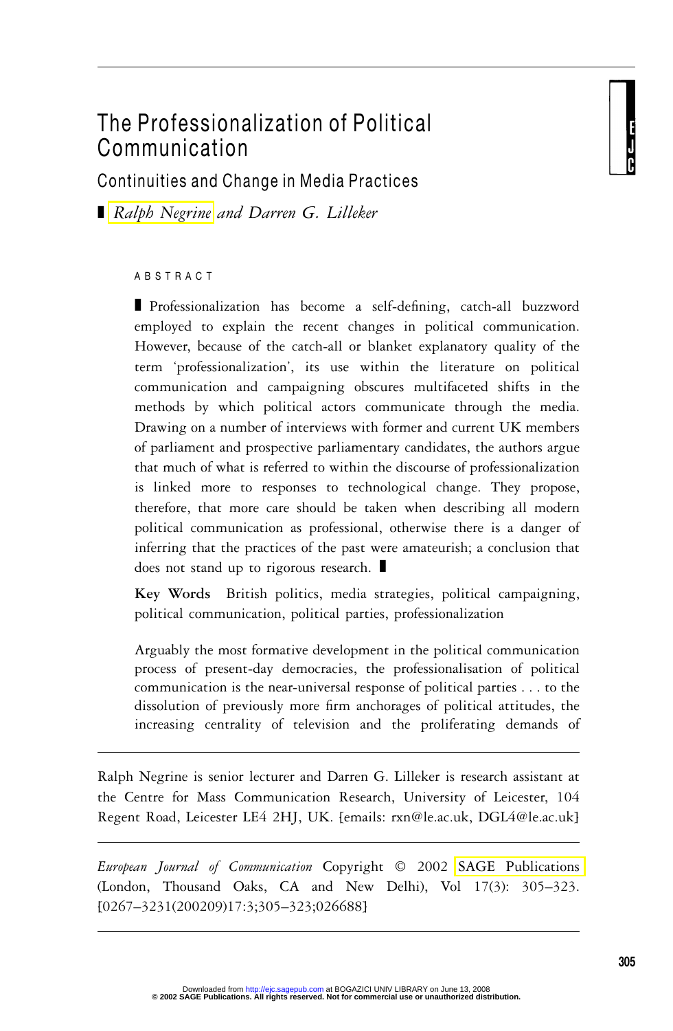# The Professionalization of Political Communication

## Continuities and Change in Media Practices

▮ *Ralph Negrine* and *Darren G. Lilleker*

ABSTRACT

▮ Professionalization has become a self-defining, catch-all buzzword employed to explain the recent changes in political communication. However, because of the catch-all or blanket explanatory quality of the term 'professionalization', its use within the literature on political communication and campaigning obscures multifaceted shifts in the methods by which political actors communicate through the media. Drawing on a number of interviews with former and current UK members of parliament and prospective parliamentary candidates, the authors argue that much of what is referred to within the discourse of professionalization is linked more to responses to technological change. They propose, therefore, that more care should be taken when describing all modern political communication as professional, otherwise there is a danger of inferring that the practices of the past were amateurish; a conclusion that does not stand up to rigorous research. ▮

**Key Words** British politics, media strategies, political campaigning, political communication, political parties, professionalization

Arguably the most formative development in the political communication process of present-day democracies, the professionalisation of political communication is the near-universal response of political parties . . . to the dissolution of previously more firm anchorages of political attitudes, the increasing centrality of television and the proliferating demands of

---

Ralph Negrine is senior lecturer and Darren G. Lilleker is research assistant at the Centre for Mass Communication Research, University of Leicester, 104 Regent Road, Leicester LE4 2HJ, UK. [emails: rxn@le.ac.uk, DGL4@le.ac.uk]

---

*European Journal of Communication* Copyright © 2002 SAGE Publications (London, Thousand Oaks, CA and New Delhi), Vol 17(3): 305–323. [0267–3231(200209)17:3;305–323;026688]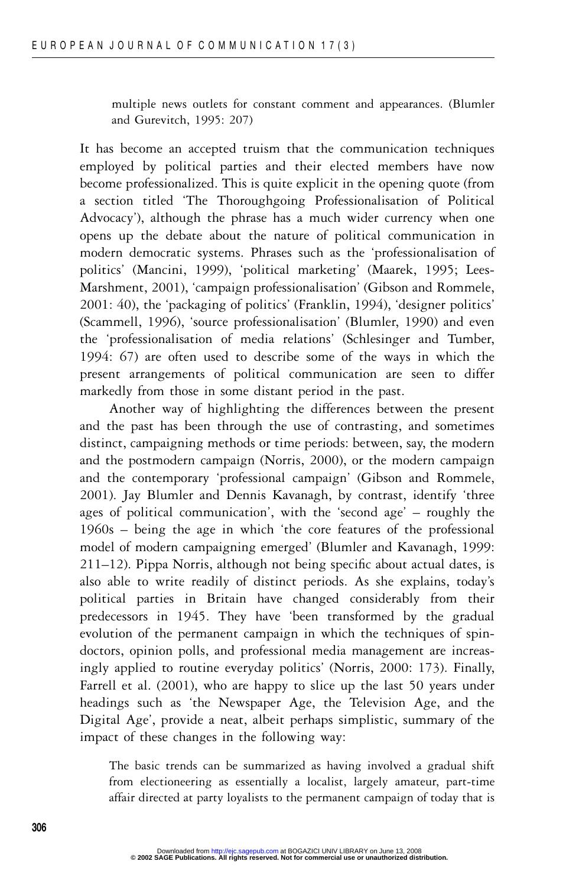> multiple news outlets for constant comment and appearances. (Blumler and Gurevitch, 1995: 207)

It has become an accepted truism that the communication techniques employed by political parties and their elected members have now become professionalized. This is quite explicit in the opening quote (from a section titled 'The Thoroughgoing Professionalisation of Political Advocacy'), although the phrase has a much wider currency when one opens up the debate about the nature of political communication in modern democratic systems. Phrases such as the 'professionalisation of politics' (Mancini, 1999), 'political marketing' (Maarek, 1995; Lees-Marshment, 2001), 'campaign professionalisation' (Gibson and Rommele, 2001: 40), the 'packaging of politics' (Franklin, 1994), 'designer politics' (Scammell, 1996), 'source professionalisation' (Blumler, 1990) and even the 'professionalisation of media relations' (Schlesinger and Tumber, 1994: 67) are often used to describe some of the ways in which the present arrangements of political communication are seen to differ markedly from those in some distant period in the past.

Another way of highlighting the differences between the present and the past has been through the use of contrasting, and sometimes distinct, campaigning methods or time periods: between, say, the modern and the postmodern campaign (Norris, 2000), or the modern campaign and the contemporary 'professional campaign' (Gibson and Rommele, 2001). Jay Blumler and Dennis Kavanagh, by contrast, identify 'three ages of political communication', with the 'second age' – roughly the 1960s – being the age in which 'the core features of the professional model of modern campaigning emerged' (Blumler and Kavanagh, 1999: 211–12). Pippa Norris, although not being specific about actual dates, is also able to write readily of distinct periods. As she explains, today's political parties in Britain have changed considerably from their predecessors in 1945. They have 'been transformed by the gradual evolution of the permanent campaign in which the techniques of spin-doctors, opinion polls, and professional media management are increasingly applied to routine everyday politics' (Norris, 2000: 173). Finally, Farrell et al. (2001), who are happy to slice up the last 50 years under headings such as 'the Newspaper Age, the Television Age, and the Digital Age', provide a neat, albeit perhaps simplistic, summary of the impact of these changes in the following way:

> The basic trends can be summarized as having involved a gradual shift from electioneering as essentially a localist, largely amateur, part-time affair directed at party loyalists to the permanent campaign of today that is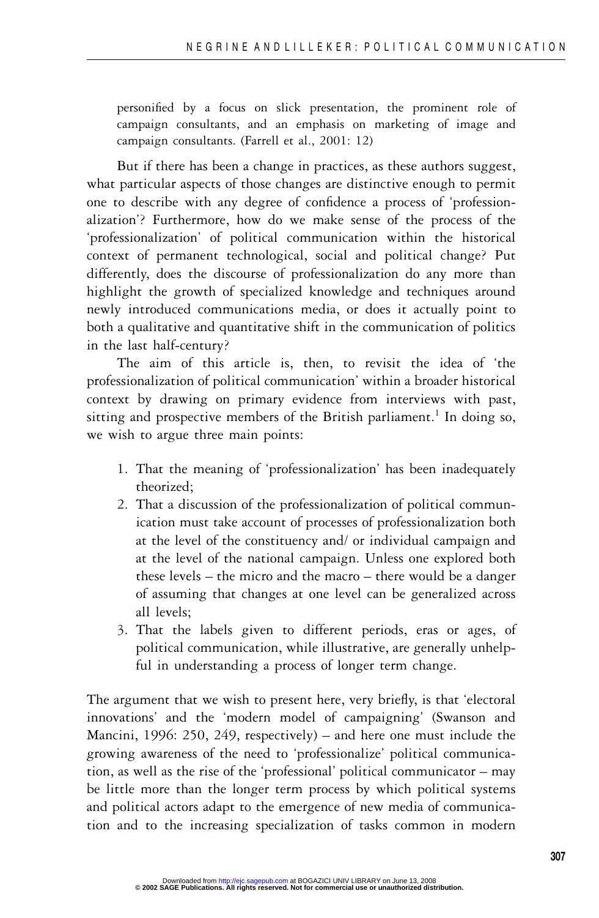personified by a focus on slick presentation, the prominent role of campaign consultants, and an emphasis on marketing of image and campaign consultants. (Farrell et al., 2001: 12)

But if there has been a change in practices, as these authors suggest, what particular aspects of those changes are distinctive enough to permit one to describe with any degree of confidence a process of 'professionalization'? Furthermore, how do we make sense of the process of the 'professionalization' of political communication within the historical context of permanent technological, social and political change? Put differently, does the discourse of professionalization do any more than highlight the growth of specialized knowledge and techniques around newly introduced communications media, or does it actually point to both a qualitative and quantitative shift in the communication of politics in the last half-century?

The aim of this article is, then, to revisit the idea of 'the professionalization of political communication' within a broader historical context by drawing on primary evidence from interviews with past, sitting and prospective members of the British parliament.[1] In doing so, we wish to argue three main points:

1. That the meaning of 'professionalization' has been inadequately theorized;
2. That a discussion of the professionalization of political communication must take account of processes of professionalization both at the level of the constituency and/ or individual campaign and at the level of the national campaign. Unless one explored both these levels – the micro and the macro – there would be a danger of assuming that changes at one level can be generalized across all levels;
3. That the labels given to different periods, eras or ages, of political communication, while illustrative, are generally unhelpful in understanding a process of longer term change.

The argument that we wish to present here, very briefly, is that 'electoral innovations' and the 'modern model of campaigning' (Swanson and Mancini, 1996: 250, 249, respectively) – and here one must include the growing awareness of the need to 'professionalize' political communication, as well as the rise of the 'professional' political communicator – may be little more than the longer term process by which political systems and political actors adapt to the emergence of new media of communication and to the increasing specialization of tasks common in modern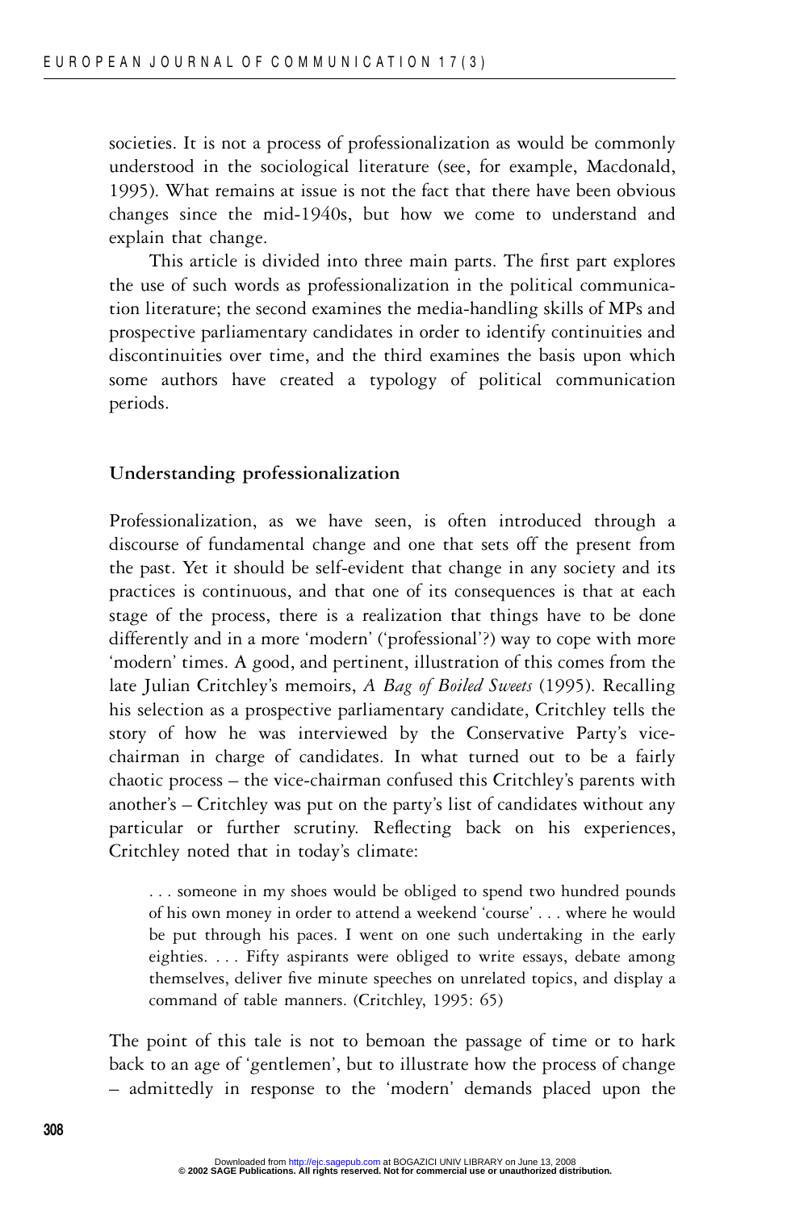societies. It is not a process of professionalization as would be commonly understood in the sociological literature (see, for example, Macdonald, 1995). What remains at issue is not the fact that there have been obvious changes since the mid-1940s, but how we come to understand and explain that change.

This article is divided into three main parts. The first part explores the use of such words as professionalization in the political communication literature; the second examines the media-handling skills of MPs and prospective parliamentary candidates in order to identify continuities and discontinuities over time, and the third examines the basis upon which some authors have created a typology of political communication periods.

## Understanding professionalization

Professionalization, as we have seen, is often introduced through a discourse of fundamental change and one that sets off the present from the past. Yet it should be self-evident that change in any society and its practices is continuous, and that one of its consequences is that at each stage of the process, there is a realization that things have to be done differently and in a more 'modern' ('professional'?) way to cope with more 'modern' times. A good, and pertinent, illustration of this comes from the late Julian Critchley's memoirs, *A Bag of Boiled Sweets* (1995). Recalling his selection as a prospective parliamentary candidate, Critchley tells the story of how he was interviewed by the Conservative Party's vice-chairman in charge of candidates. In what turned out to be a fairly chaotic process – the vice-chairman confused this Critchley's parents with another's – Critchley was put on the party's list of candidates without any particular or further scrutiny. Reflecting back on his experiences, Critchley noted that in today's climate:

> . . . someone in my shoes would be obliged to spend two hundred pounds of his own money in order to attend a weekend 'course' . . . where he would be put through his paces. I went on one such undertaking in the early eighties. . . . Fifty aspirants were obliged to write essays, debate among themselves, deliver five minute speeches on unrelated topics, and display a command of table manners. (Critchley, 1995: 65)

The point of this tale is not to bemoan the passage of time or to hark back to an age of 'gentlemen', but to illustrate how the process of change – admittedly in response to the 'modern' demands placed upon the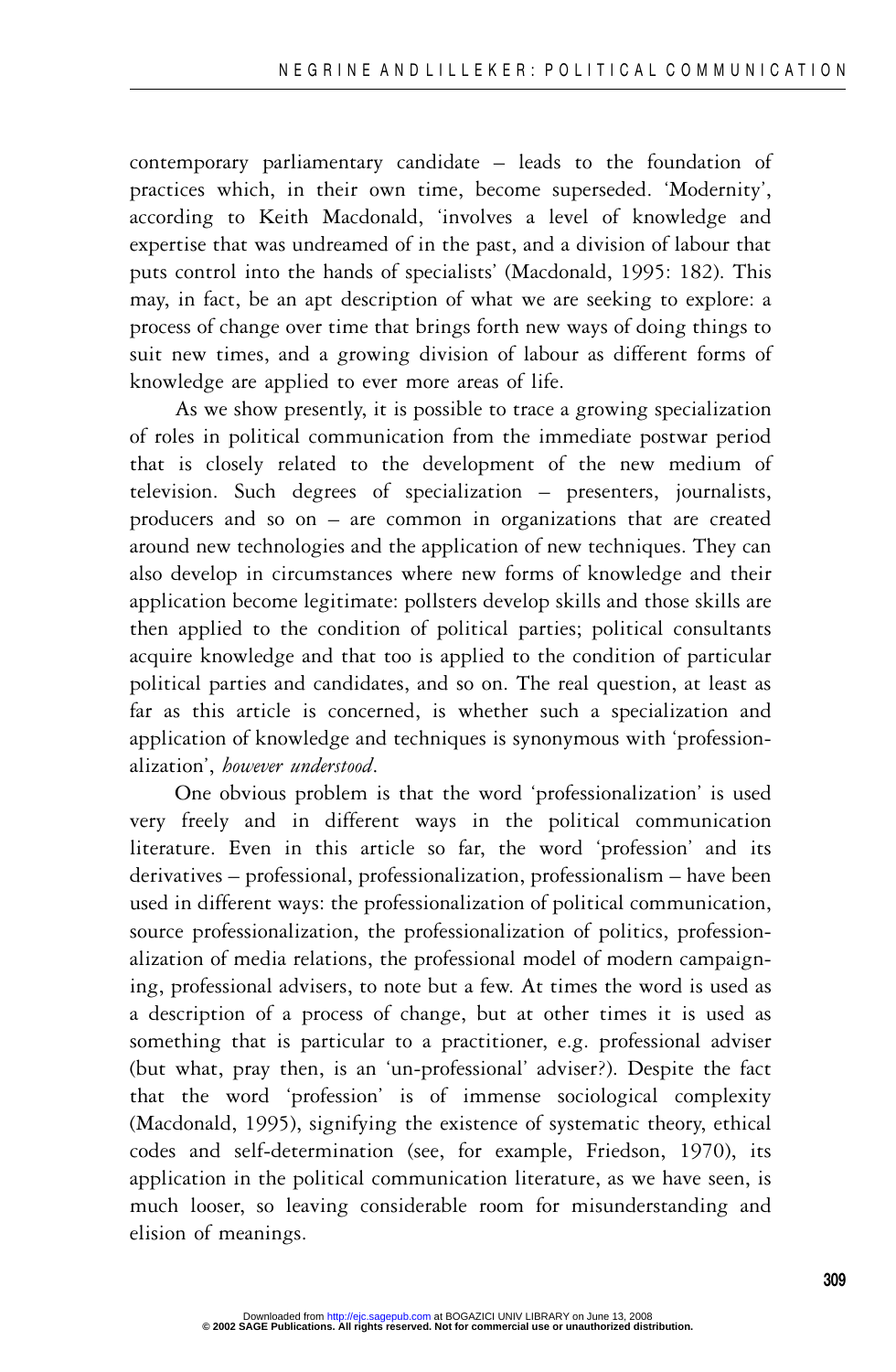contemporary parliamentary candidate – leads to the foundation of practices which, in their own time, become superseded. 'Modernity', according to Keith Macdonald, 'involves a level of knowledge and expertise that was undreamed of in the past, and a division of labour that puts control into the hands of specialists' (Macdonald, 1995: 182). This may, in fact, be an apt description of what we are seeking to explore: a process of change over time that brings forth new ways of doing things to suit new times, and a growing division of labour as different forms of knowledge are applied to ever more areas of life.

As we show presently, it is possible to trace a growing specialization of roles in political communication from the immediate postwar period that is closely related to the development of the new medium of television. Such degrees of specialization – presenters, journalists, producers and so on – are common in organizations that are created around new technologies and the application of new techniques. They can also develop in circumstances where new forms of knowledge and their application become legitimate: pollsters develop skills and those skills are then applied to the condition of political parties; political consultants acquire knowledge and that too is applied to the condition of particular political parties and candidates, and so on. The real question, at least as far as this article is concerned, is whether such a specialization and application of knowledge and techniques is synonymous with 'professionalization', *however understood*.

One obvious problem is that the word 'professionalization' is used very freely and in different ways in the political communication literature. Even in this article so far, the word 'profession' and its derivatives – professional, professionalization, professionalism – have been used in different ways: the professionalization of political communication, source professionalization, the professionalization of politics, professionalization of media relations, the professional model of modern campaigning, professional advisers, to note but a few. At times the word is used as a description of a process of change, but at other times it is used as something that is particular to a practitioner, e.g. professional adviser (but what, pray then, is an 'un-professional' adviser?). Despite the fact that the word 'profession' is of immense sociological complexity (Macdonald, 1995), signifying the existence of systematic theory, ethical codes and self-determination (see, for example, Friedson, 1970), its application in the political communication literature, as we have seen, is much looser, so leaving considerable room for misunderstanding and elision of meanings.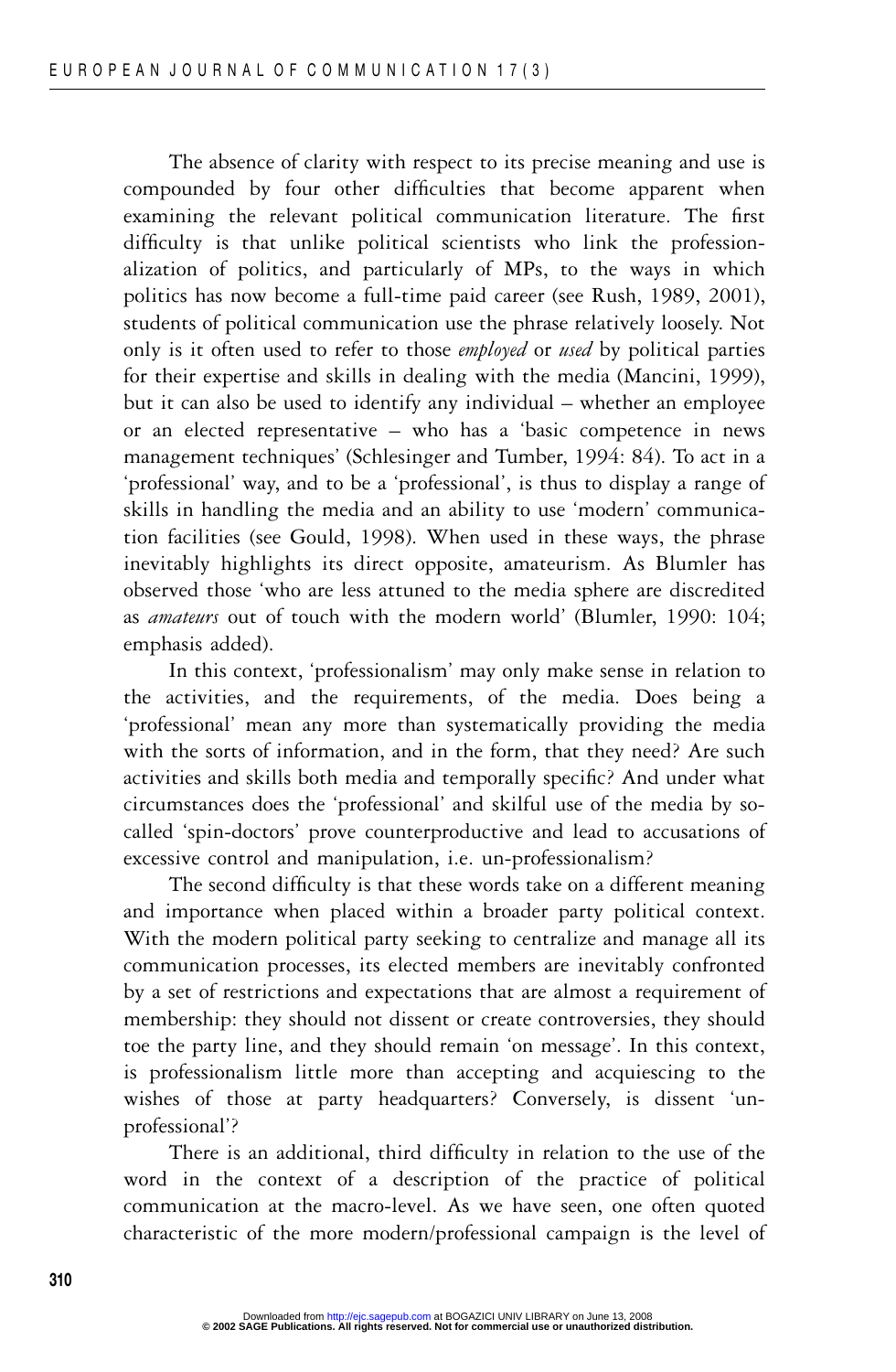The absence of clarity with respect to its precise meaning and use is compounded by four other difficulties that become apparent when examining the relevant political communication literature. The first difficulty is that unlike political scientists who link the professionalization of politics, and particularly of MPs, to the ways in which politics has now become a full-time paid career (see Rush, 1989, 2001), students of political communication use the phrase relatively loosely. Not only is it often used to refer to those *employed* or *used* by political parties for their expertise and skills in dealing with the media (Mancini, 1999), but it can also be used to identify any individual – whether an employee or an elected representative – who has a 'basic competence in news management techniques' (Schlesinger and Tumber, 1994: 84). To act in a 'professional' way, and to be a 'professional', is thus to display a range of skills in handling the media and an ability to use 'modern' communication facilities (see Gould, 1998). When used in these ways, the phrase inevitably highlights its direct opposite, amateurism. As Blumler has observed those 'who are less attuned to the media sphere are discredited as *amateurs* out of touch with the modern world' (Blumler, 1990: 104; emphasis added).

In this context, 'professionalism' may only make sense in relation to the activities, and the requirements, of the media. Does being a 'professional' mean any more than systematically providing the media with the sorts of information, and in the form, that they need? Are such activities and skills both media and temporally specific? And under what circumstances does the 'professional' and skilful use of the media by so-called 'spin-doctors' prove counterproductive and lead to accusations of excessive control and manipulation, i.e. un-professionalism?

The second difficulty is that these words take on a different meaning and importance when placed within a broader party political context. With the modern political party seeking to centralize and manage all its communication processes, its elected members are inevitably confronted by a set of restrictions and expectations that are almost a requirement of membership: they should not dissent or create controversies, they should toe the party line, and they should remain 'on message'. In this context, is professionalism little more than accepting and acquiescing to the wishes of those at party headquarters? Conversely, is dissent 'unprofessional'?

There is an additional, third difficulty in relation to the use of the word in the context of a description of the practice of political communication at the macro-level. As we have seen, one often quoted characteristic of the more modern/professional campaign is the level of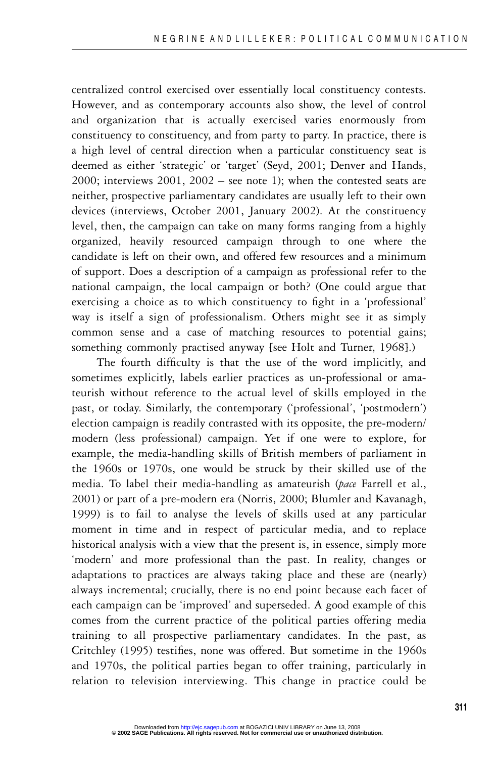centralized control exercised over essentially local constituency contests. However, and as contemporary accounts also show, the level of control and organization that is actually exercised varies enormously from constituency to constituency, and from party to party. In practice, there is a high level of central direction when a particular constituency seat is deemed as either 'strategic' or 'target' (Seyd, 2001; Denver and Hands, 2000; interviews 2001, 2002 – see note 1); when the contested seats are neither, prospective parliamentary candidates are usually left to their own devices (interviews, October 2001, January 2002). At the constituency level, then, the campaign can take on many forms ranging from a highly organized, heavily resourced campaign through to one where the candidate is left on their own, and offered few resources and a minimum of support. Does a description of a campaign as professional refer to the national campaign, the local campaign or both? (One could argue that exercising a choice as to which constituency to fight in a 'professional' way is itself a sign of professionalism. Others might see it as simply common sense and a case of matching resources to potential gains; something commonly practised anyway [see Holt and Turner, 1968].)

The fourth difficulty is that the use of the word implicitly, and sometimes explicitly, labels earlier practices as un-professional or amateurish without reference to the actual level of skills employed in the past, or today. Similarly, the contemporary ('professional', 'postmodern') election campaign is readily contrasted with its opposite, the pre-modern/modern (less professional) campaign. Yet if one were to explore, for example, the media-handling skills of British members of parliament in the 1960s or 1970s, one would be struck by their skilled use of the media. To label their media-handling as amateurish (*pace* Farrell et al., 2001) or part of a pre-modern era (Norris, 2000; Blumler and Kavanagh, 1999) is to fail to analyse the levels of skills used at any particular moment in time and in respect of particular media, and to replace historical analysis with a view that the present is, in essence, simply more 'modern' and more professional than the past. In reality, changes or adaptations to practices are always taking place and these are (nearly) always incremental; crucially, there is no end point because each facet of each campaign can be 'improved' and superseded. A good example of this comes from the current practice of the political parties offering media training to all prospective parliamentary candidates. In the past, as Critchley (1995) testifies, none was offered. But sometime in the 1960s and 1970s, the political parties began to offer training, particularly in relation to television interviewing. This change in practice could be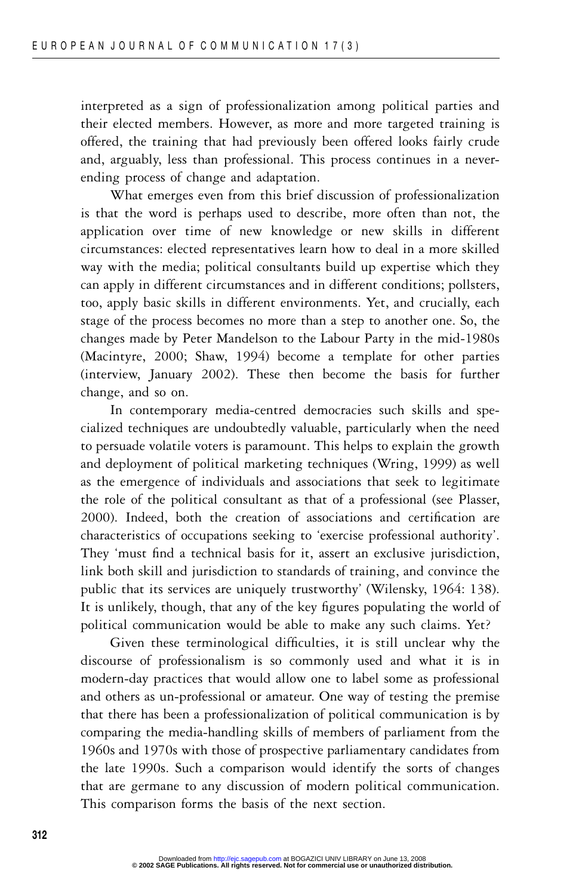interpreted as a sign of professionalization among political parties and their elected members. However, as more and more targeted training is offered, the training that had previously been offered looks fairly crude and, arguably, less than professional. This process continues in a never-ending process of change and adaptation.

What emerges even from this brief discussion of professionalization is that the word is perhaps used to describe, more often than not, the application over time of new knowledge or new skills in different circumstances: elected representatives learn how to deal in a more skilled way with the media; political consultants build up expertise which they can apply in different circumstances and in different conditions; pollsters, too, apply basic skills in different environments. Yet, and crucially, each stage of the process becomes no more than a step to another one. So, the changes made by Peter Mandelson to the Labour Party in the mid-1980s (Macintyre, 2000; Shaw, 1994) become a template for other parties (interview, January 2002). These then become the basis for further change, and so on.

In contemporary media-centred democracies such skills and specialized techniques are undoubtedly valuable, particularly when the need to persuade volatile voters is paramount. This helps to explain the growth and deployment of political marketing techniques (Wring, 1999) as well as the emergence of individuals and associations that seek to legitimate the role of the political consultant as that of a professional (see Plasser, 2000). Indeed, both the creation of associations and certification are characteristics of occupations seeking to 'exercise professional authority'. They 'must find a technical basis for it, assert an exclusive jurisdiction, link both skill and jurisdiction to standards of training, and convince the public that its services are uniquely trustworthy' (Wilensky, 1964: 138). It is unlikely, though, that any of the key figures populating the world of political communication would be able to make any such claims. Yet?

Given these terminological difficulties, it is still unclear why the discourse of professionalism is so commonly used and what it is in modern-day practices that would allow one to label some as professional and others as un-professional or amateur. One way of testing the premise that there has been a professionalization of political communication is by comparing the media-handling skills of members of parliament from the 1960s and 1970s with those of prospective parliamentary candidates from the late 1990s. Such a comparison would identify the sorts of changes that are germane to any discussion of modern political communication. This comparison forms the basis of the next section.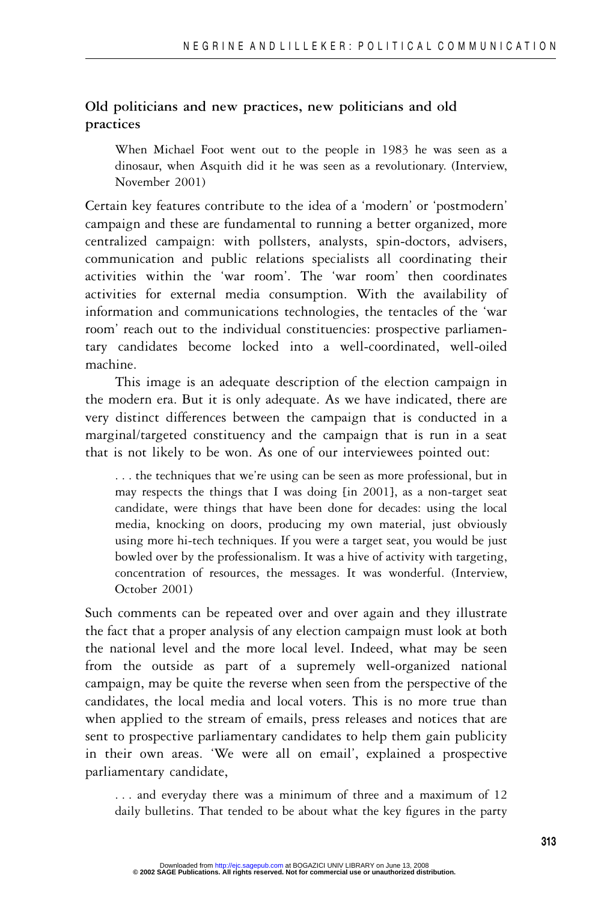## Old politicians and new practices, new politicians and old practices

> When Michael Foot went out to the people in 1983 he was seen as a dinosaur, when Asquith did it he was seen as a revolutionary. (Interview, November 2001)

Certain key features contribute to the idea of a 'modern' or 'postmodern' campaign and these are fundamental to running a better organized, more centralized campaign: with pollsters, analysts, spin-doctors, advisers, communication and public relations specialists all coordinating their activities within the 'war room'. The 'war room' then coordinates activities for external media consumption. With the availability of information and communications technologies, the tentacles of the 'war room' reach out to the individual constituencies: prospective parliamentary candidates become locked into a well-coordinated, well-oiled machine.

This image is an adequate description of the election campaign in the modern era. But it is only adequate. As we have indicated, there are very distinct differences between the campaign that is conducted in a marginal/targeted constituency and the campaign that is run in a seat that is not likely to be won. As one of our interviewees pointed out:

> . . . the techniques that we're using can be seen as more professional, but in may respects the things that I was doing [in 2001], as a non-target seat candidate, were things that have been done for decades: using the local media, knocking on doors, producing my own material, just obviously using more hi-tech techniques. If you were a target seat, you would be just bowled over by the professionalism. It was a hive of activity with targeting, concentration of resources, the messages. It was wonderful. (Interview, October 2001)

Such comments can be repeated over and over again and they illustrate the fact that a proper analysis of any election campaign must look at both the national level and the more local level. Indeed, what may be seen from the outside as part of a supremely well-organized national campaign, may be quite the reverse when seen from the perspective of the candidates, the local media and local voters. This is no more true than when applied to the stream of emails, press releases and notices that are sent to prospective parliamentary candidates to help them gain publicity in their own areas. 'We were all on email', explained a prospective parliamentary candidate,

> . . . and everyday there was a minimum of three and a maximum of 12 daily bulletins. That tended to be about what the key figures in the party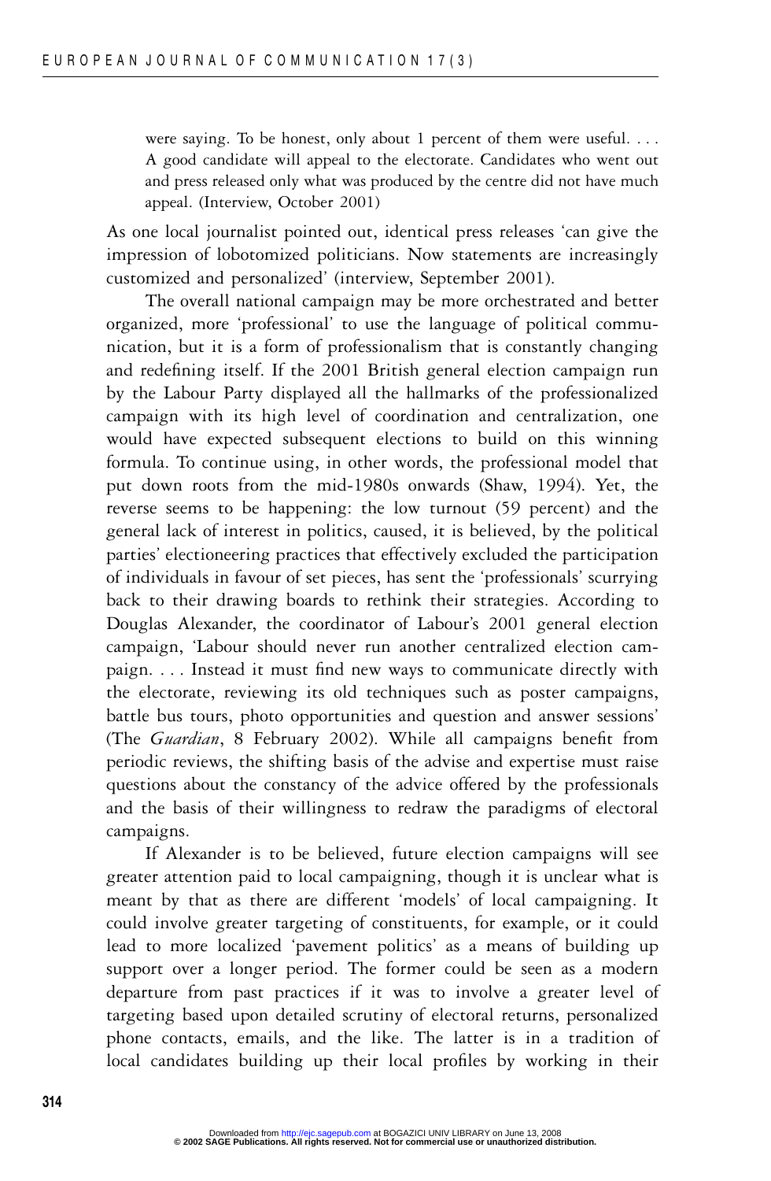> were saying. To be honest, only about 1 percent of them were useful. . . . A good candidate will appeal to the electorate. Candidates who went out and press released only what was produced by the centre did not have much appeal. (Interview, October 2001)

As one local journalist pointed out, identical press releases 'can give the impression of lobotomized politicians. Now statements are increasingly customized and personalized' (interview, September 2001).

The overall national campaign may be more orchestrated and better organized, more 'professional' to use the language of political communication, but it is a form of professionalism that is constantly changing and redefining itself. If the 2001 British general election campaign run by the Labour Party displayed all the hallmarks of the professionalized campaign with its high level of coordination and centralization, one would have expected subsequent elections to build on this winning formula. To continue using, in other words, the professional model that put down roots from the mid-1980s onwards (Shaw, 1994). Yet, the reverse seems to be happening: the low turnout (59 percent) and the general lack of interest in politics, caused, it is believed, by the political parties' electioneering practices that effectively excluded the participation of individuals in favour of set pieces, has sent the 'professionals' scurrying back to their drawing boards to rethink their strategies. According to Douglas Alexander, the coordinator of Labour's 2001 general election campaign, 'Labour should never run another centralized election campaign. . . . Instead it must find new ways to communicate directly with the electorate, reviewing its old techniques such as poster campaigns, battle bus tours, photo opportunities and question and answer sessions' (The *Guardian*, 8 February 2002). While all campaigns benefit from periodic reviews, the shifting basis of the advise and expertise must raise questions about the constancy of the advice offered by the professionals and the basis of their willingness to redraw the paradigms of electoral campaigns.

If Alexander is to be believed, future election campaigns will see greater attention paid to local campaigning, though it is unclear what is meant by that as there are different 'models' of local campaigning. It could involve greater targeting of constituents, for example, or it could lead to more localized 'pavement politics' as a means of building up support over a longer period. The former could be seen as a modern departure from past practices if it was to involve a greater level of targeting based upon detailed scrutiny of electoral returns, personalized phone contacts, emails, and the like. The latter is in a tradition of local candidates building up their local profiles by working in their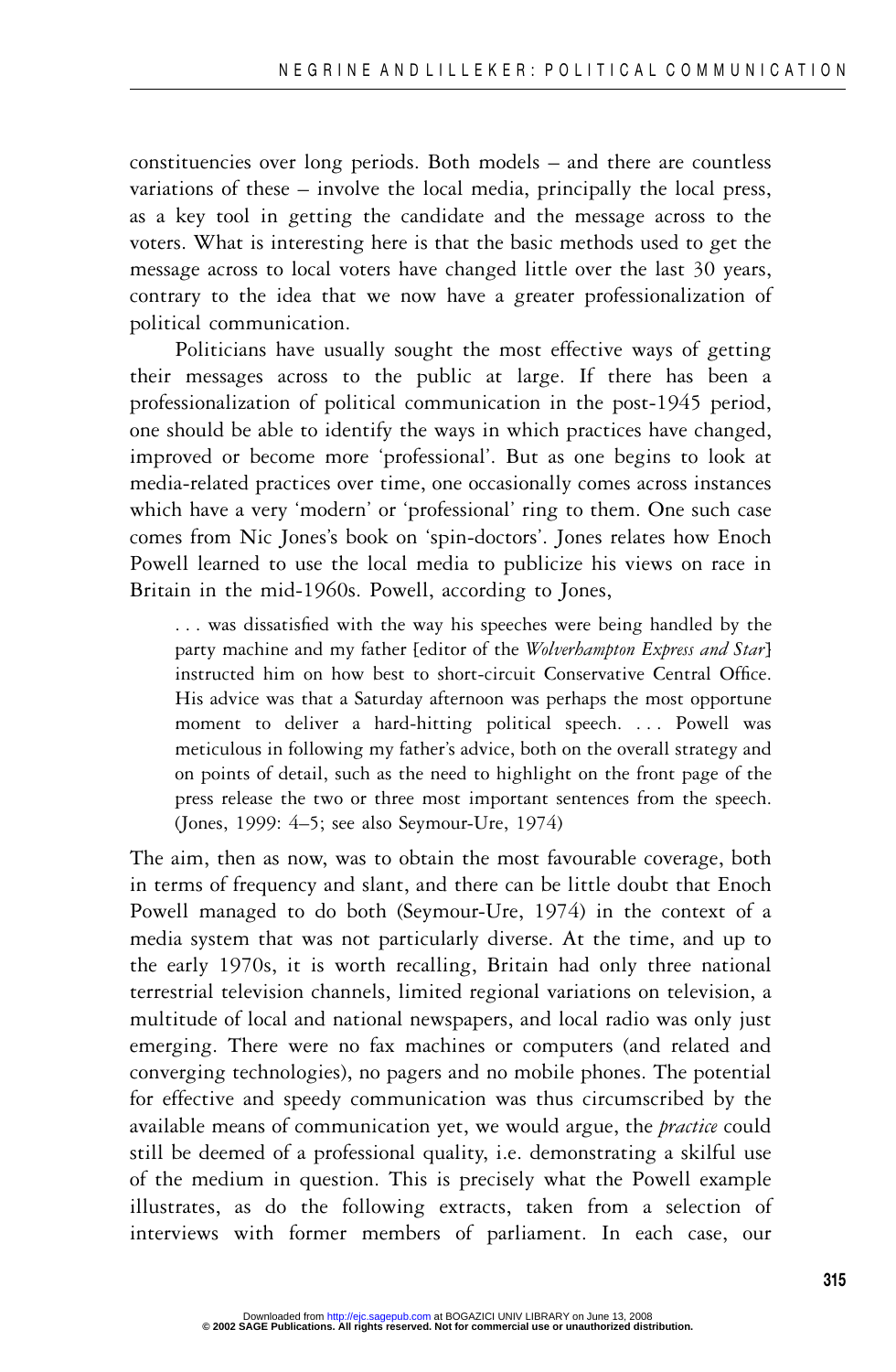constituencies over long periods. Both models – and there are countless variations of these – involve the local media, principally the local press, as a key tool in getting the candidate and the message across to the voters. What is interesting here is that the basic methods used to get the message across to local voters have changed little over the last 30 years, contrary to the idea that we now have a greater professionalization of political communication.

Politicians have usually sought the most effective ways of getting their messages across to the public at large. If there has been a professionalization of political communication in the post-1945 period, one should be able to identify the ways in which practices have changed, improved or become more 'professional'. But as one begins to look at media-related practices over time, one occasionally comes across instances which have a very 'modern' or 'professional' ring to them. One such case comes from Nic Jones's book on 'spin-doctors'. Jones relates how Enoch Powell learned to use the local media to publicize his views on race in Britain in the mid-1960s. Powell, according to Jones,

> . . . was dissatisfied with the way his speeches were being handled by the party machine and my father [editor of the *Wolverhampton Express and Star*] instructed him on how best to short-circuit Conservative Central Office. His advice was that a Saturday afternoon was perhaps the most opportune moment to deliver a hard-hitting political speech. . . . Powell was meticulous in following my father's advice, both on the overall strategy and on points of detail, such as the need to highlight on the front page of the press release the two or three most important sentences from the speech. (Jones, 1999: 4–5; see also Seymour-Ure, 1974)

The aim, then as now, was to obtain the most favourable coverage, both in terms of frequency and slant, and there can be little doubt that Enoch Powell managed to do both (Seymour-Ure, 1974) in the context of a media system that was not particularly diverse. At the time, and up to the early 1970s, it is worth recalling, Britain had only three national terrestrial television channels, limited regional variations on television, a multitude of local and national newspapers, and local radio was only just emerging. There were no fax machines or computers (and related and converging technologies), no pagers and no mobile phones. The potential for effective and speedy communication was thus circumscribed by the available means of communication yet, we would argue, the *practice* could still be deemed of a professional quality, i.e. demonstrating a skilful use of the medium in question. This is precisely what the Powell example illustrates, as do the following extracts, taken from a selection of interviews with former members of parliament. In each case, our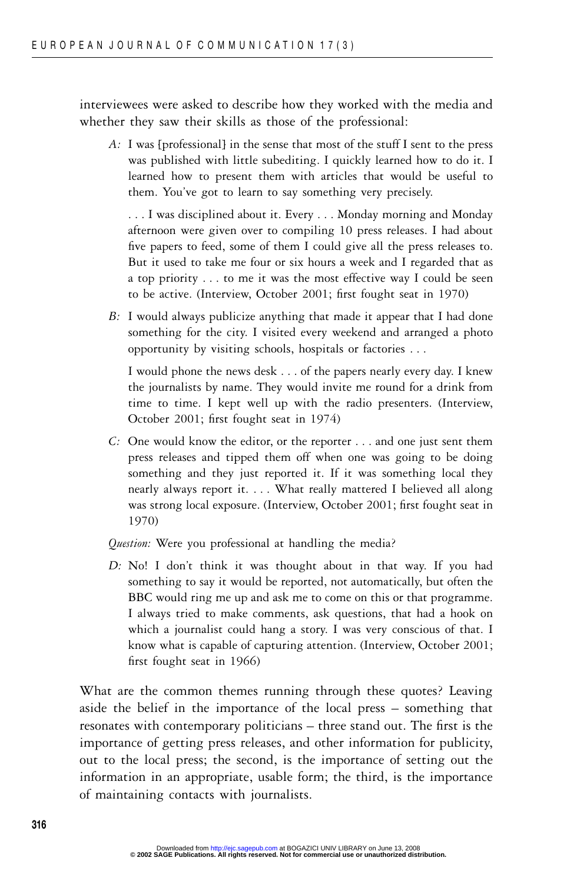interviewees were asked to describe how they worked with the media and whether they saw their skills as those of the professional:

> *A:* I was [professional] in the sense that most of the stuff I sent to the press was published with little subediting. I quickly learned how to do it. I learned how to present them with articles that would be useful to them. You've got to learn to say something very precisely.
>
> . . . I was disciplined about it. Every . . . Monday morning and Monday afternoon were given over to compiling 10 press releases. I had about five papers to feed, some of them I could give all the press releases to. But it used to take me four or six hours a week and I regarded that as a top priority . . . to me it was the most effective way I could be seen to be active. (Interview, October 2001; first fought seat in 1970)

> *B:* I would always publicize anything that made it appear that I had done something for the city. I visited every weekend and arranged a photo opportunity by visiting schools, hospitals or factories . . .
>
> I would phone the news desk . . . of the papers nearly every day. I knew the journalists by name. They would invite me round for a drink from time to time. I kept well up with the radio presenters. (Interview, October 2001; first fought seat in 1974)

> *C:* One would know the editor, or the reporter . . . and one just sent them press releases and tipped them off when one was going to be doing something and they just reported it. If it was something local they nearly always report it. . . . What really mattered I believed all along was strong local exposure. (Interview, October 2001; first fought seat in 1970)

*Question:* Were you professional at handling the media?

> *D:* No! I don't think it was thought about in that way. If you had something to say it would be reported, not automatically, but often the BBC would ring me up and ask me to come on this or that programme. I always tried to make comments, ask questions, that had a hook on which a journalist could hang a story. I was very conscious of that. I know what is capable of capturing attention. (Interview, October 2001; first fought seat in 1966)

What are the common themes running through these quotes? Leaving aside the belief in the importance of the local press – something that resonates with contemporary politicians – three stand out. The first is the importance of getting press releases, and other information for publicity, out to the local press; the second, is the importance of setting out the information in an appropriate, usable form; the third, is the importance of maintaining contacts with journalists.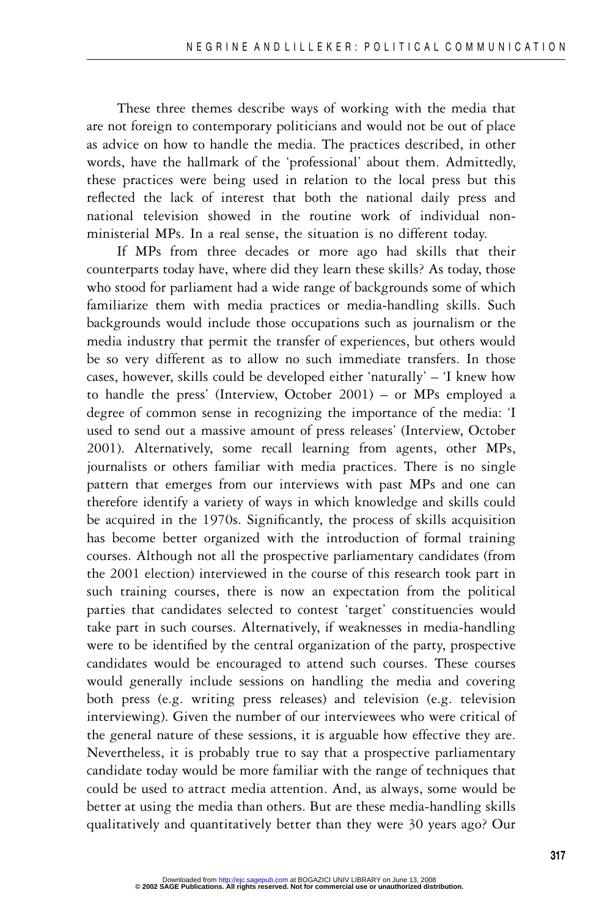These three themes describe ways of working with the media that are not foreign to contemporary politicians and would not be out of place as advice on how to handle the media. The practices described, in other words, have the hallmark of the 'professional' about them. Admittedly, these practices were being used in relation to the local press but this reflected the lack of interest that both the national daily press and national television showed in the routine work of individual non-ministerial MPs. In a real sense, the situation is no different today.

If MPs from three decades or more ago had skills that their counterparts today have, where did they learn these skills? As today, those who stood for parliament had a wide range of backgrounds some of which familiarize them with media practices or media-handling skills. Such backgrounds would include those occupations such as journalism or the media industry that permit the transfer of experiences, but others would be so very different as to allow no such immediate transfers. In those cases, however, skills could be developed either 'naturally' – 'I knew how to handle the press' (Interview, October 2001) – or MPs employed a degree of common sense in recognizing the importance of the media: 'I used to send out a massive amount of press releases' (Interview, October 2001). Alternatively, some recall learning from agents, other MPs, journalists or others familiar with media practices. There is no single pattern that emerges from our interviews with past MPs and one can therefore identify a variety of ways in which knowledge and skills could be acquired in the 1970s. Significantly, the process of skills acquisition has become better organized with the introduction of formal training courses. Although not all the prospective parliamentary candidates (from the 2001 election) interviewed in the course of this research took part in such training courses, there is now an expectation from the political parties that candidates selected to contest 'target' constituencies would take part in such courses. Alternatively, if weaknesses in media-handling were to be identified by the central organization of the party, prospective candidates would be encouraged to attend such courses. These courses would generally include sessions on handling the media and covering both press (e.g. writing press releases) and television (e.g. television interviewing). Given the number of our interviewees who were critical of the general nature of these sessions, it is arguable how effective they are. Nevertheless, it is probably true to say that a prospective parliamentary candidate today would be more familiar with the range of techniques that could be used to attract media attention. And, as always, some would be better at using the media than others. But are these media-handling skills qualitatively and quantitatively better than they were 30 years ago? Our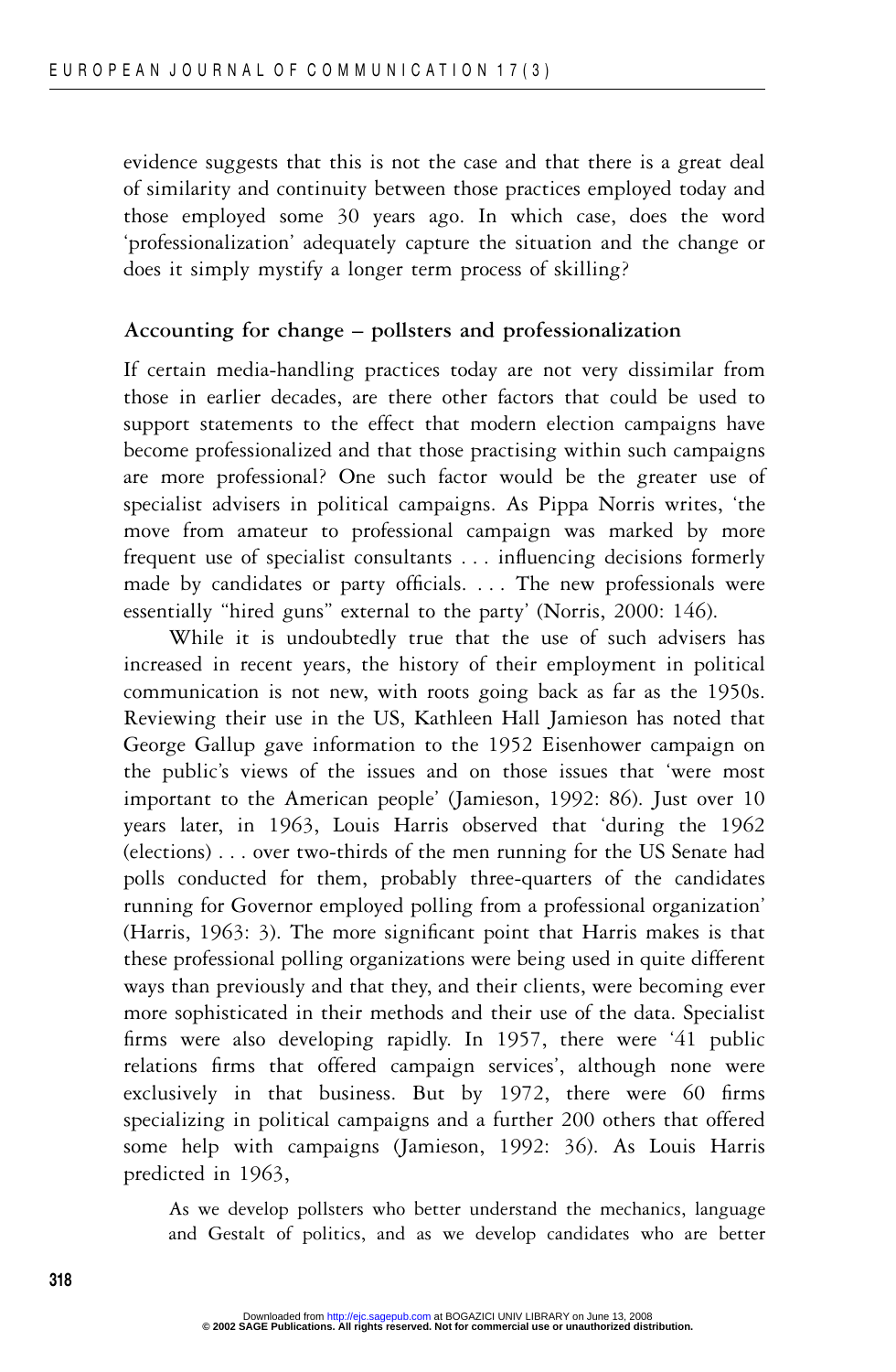evidence suggests that this is not the case and that there is a great deal of similarity and continuity between those practices employed today and those employed some 30 years ago. In which case, does the word 'professionalization' adequately capture the situation and the change or does it simply mystify a longer term process of skilling?

## Accounting for change – pollsters and professionalization

If certain media-handling practices today are not very dissimilar from those in earlier decades, are there other factors that could be used to support statements to the effect that modern election campaigns have become professionalized and that those practising within such campaigns are more professional? One such factor would be the greater use of specialist advisers in political campaigns. As Pippa Norris writes, 'the move from amateur to professional campaign was marked by more frequent use of specialist consultants . . . influencing decisions formerly made by candidates or party officials. . . . The new professionals were essentially "hired guns" external to the party' (Norris, 2000: 146).

While it is undoubtedly true that the use of such advisers has increased in recent years, the history of their employment in political communication is not new, with roots going back as far as the 1950s. Reviewing their use in the US, Kathleen Hall Jamieson has noted that George Gallup gave information to the 1952 Eisenhower campaign on the public's views of the issues and on those issues that 'were most important to the American people' (Jamieson, 1992: 86). Just over 10 years later, in 1963, Louis Harris observed that 'during the 1962 (elections) . . . over two-thirds of the men running for the US Senate had polls conducted for them, probably three-quarters of the candidates running for Governor employed polling from a professional organization' (Harris, 1963: 3). The more significant point that Harris makes is that these professional polling organizations were being used in quite different ways than previously and that they, and their clients, were becoming ever more sophisticated in their methods and their use of the data. Specialist firms were also developing rapidly. In 1957, there were '41 public relations firms that offered campaign services', although none were exclusively in that business. But by 1972, there were 60 firms specializing in political campaigns and a further 200 others that offered some help with campaigns (Jamieson, 1992: 36). As Louis Harris predicted in 1963,

> As we develop pollsters who better understand the mechanics, language and Gestalt of politics, and as we develop candidates who are better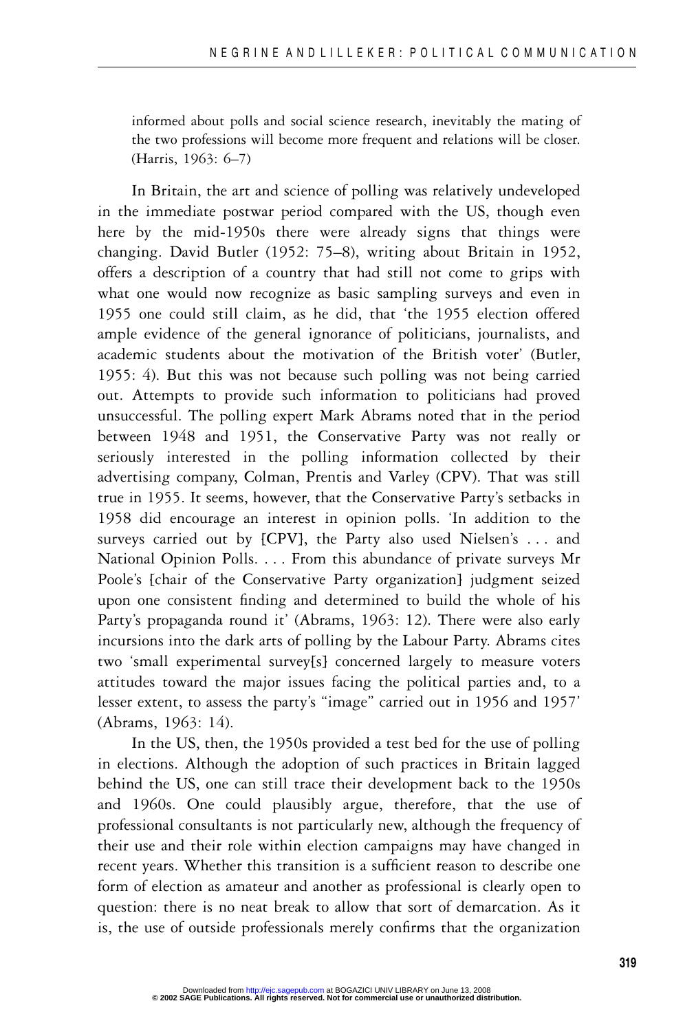informed about polls and social science research, inevitably the mating of the two professions will become more frequent and relations will be closer. (Harris, 1963: 6–7)

In Britain, the art and science of polling was relatively undeveloped in the immediate postwar period compared with the US, though even here by the mid-1950s there were already signs that things were changing. David Butler (1952: 75–8), writing about Britain in 1952, offers a description of a country that had still not come to grips with what one would now recognize as basic sampling surveys and even in 1955 one could still claim, as he did, that 'the 1955 election offered ample evidence of the general ignorance of politicians, journalists, and academic students about the motivation of the British voter' (Butler, 1955: 4). But this was not because such polling was not being carried out. Attempts to provide such information to politicians had proved unsuccessful. The polling expert Mark Abrams noted that in the period between 1948 and 1951, the Conservative Party was not really or seriously interested in the polling information collected by their advertising company, Colman, Prentis and Varley (CPV). That was still true in 1955. It seems, however, that the Conservative Party's setbacks in 1958 did encourage an interest in opinion polls. 'In addition to the surveys carried out by [CPV], the Party also used Nielsen's . . . and National Opinion Polls. . . . From this abundance of private surveys Mr Poole's [chair of the Conservative Party organization] judgment seized upon one consistent finding and determined to build the whole of his Party's propaganda round it' (Abrams, 1963: 12). There were also early incursions into the dark arts of polling by the Labour Party. Abrams cites two 'small experimental survey[s] concerned largely to measure voters attitudes toward the major issues facing the political parties and, to a lesser extent, to assess the party's "image" carried out in 1956 and 1957' (Abrams, 1963: 14).

In the US, then, the 1950s provided a test bed for the use of polling in elections. Although the adoption of such practices in Britain lagged behind the US, one can still trace their development back to the 1950s and 1960s. One could plausibly argue, therefore, that the use of professional consultants is not particularly new, although the frequency of their use and their role within election campaigns may have changed in recent years. Whether this transition is a sufficient reason to describe one form of election as amateur and another as professional is clearly open to question: there is no neat break to allow that sort of demarcation. As it is, the use of outside professionals merely confirms that the organization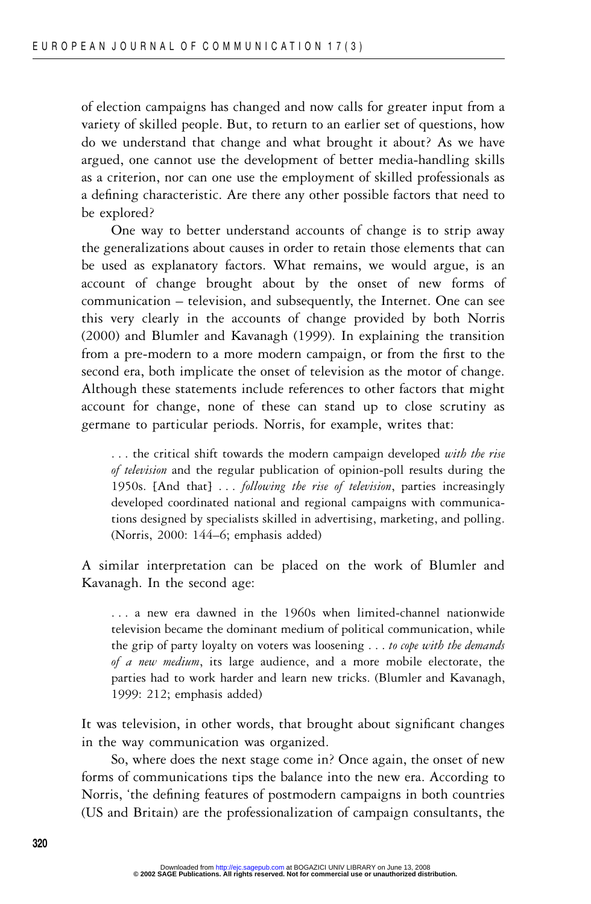of election campaigns has changed and now calls for greater input from a variety of skilled people. But, to return to an earlier set of questions, how do we understand that change and what brought it about? As we have argued, one cannot use the development of better media-handling skills as a criterion, nor can one use the employment of skilled professionals as a defining characteristic. Are there any other possible factors that need to be explored?

One way to better understand accounts of change is to strip away the generalizations about causes in order to retain those elements that can be used as explanatory factors. What remains, we would argue, is an account of change brought about by the onset of new forms of communication – television, and subsequently, the Internet. One can see this very clearly in the accounts of change provided by both Norris (2000) and Blumler and Kavanagh (1999). In explaining the transition from a pre-modern to a more modern campaign, or from the first to the second era, both implicate the onset of television as the motor of change. Although these statements include references to other factors that might account for change, none of these can stand up to close scrutiny as germane to particular periods. Norris, for example, writes that:

> . . . the critical shift towards the modern campaign developed *with the rise of television* and the regular publication of opinion-poll results during the 1950s. [And that] . . . *following the rise of television*, parties increasingly developed coordinated national and regional campaigns with communications designed by specialists skilled in advertising, marketing, and polling. (Norris, 2000: 144–6; emphasis added)

A similar interpretation can be placed on the work of Blumler and Kavanagh. In the second age:

> . . . a new era dawned in the 1960s when limited-channel nationwide television became the dominant medium of political communication, while the grip of party loyalty on voters was loosening . . . *to cope with the demands of a new medium*, its large audience, and a more mobile electorate, the parties had to work harder and learn new tricks. (Blumler and Kavanagh, 1999: 212; emphasis added)

It was television, in other words, that brought about significant changes in the way communication was organized.

So, where does the next stage come in? Once again, the onset of new forms of communications tips the balance into the new era. According to Norris, 'the defining features of postmodern campaigns in both countries (US and Britain) are the professionalization of campaign consultants, the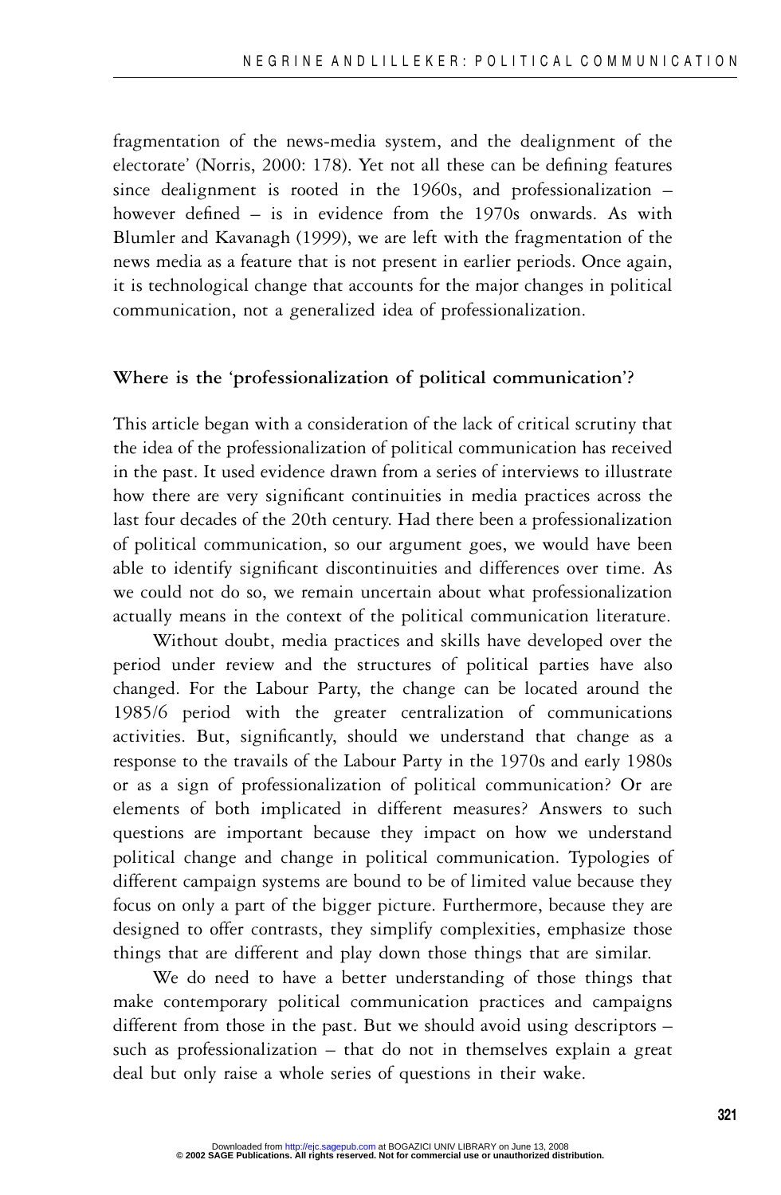fragmentation of the news-media system, and the dealignment of the electorate' (Norris, 2000: 178). Yet not all these can be defining features since dealignment is rooted in the 1960s, and professionalization – however defined – is in evidence from the 1970s onwards. As with Blumler and Kavanagh (1999), we are left with the fragmentation of the news media as a feature that is not present in earlier periods. Once again, it is technological change that accounts for the major changes in political communication, not a generalized idea of professionalization.

## Where is the 'professionalization of political communication'?

This article began with a consideration of the lack of critical scrutiny that the idea of the professionalization of political communication has received in the past. It used evidence drawn from a series of interviews to illustrate how there are very significant continuities in media practices across the last four decades of the 20th century. Had there been a professionalization of political communication, so our argument goes, we would have been able to identify significant discontinuities and differences over time. As we could not do so, we remain uncertain about what professionalization actually means in the context of the political communication literature.

Without doubt, media practices and skills have developed over the period under review and the structures of political parties have also changed. For the Labour Party, the change can be located around the 1985/6 period with the greater centralization of communications activities. But, significantly, should we understand that change as a response to the travails of the Labour Party in the 1970s and early 1980s or as a sign of professionalization of political communication? Or are elements of both implicated in different measures? Answers to such questions are important because they impact on how we understand political change and change in political communication. Typologies of different campaign systems are bound to be of limited value because they focus on only a part of the bigger picture. Furthermore, because they are designed to offer contrasts, they simplify complexities, emphasize those things that are different and play down those things that are similar.

We do need to have a better understanding of those things that make contemporary political communication practices and campaigns different from those in the past. But we should avoid using descriptors – such as professionalization – that do not in themselves explain a great deal but only raise a whole series of questions in their wake.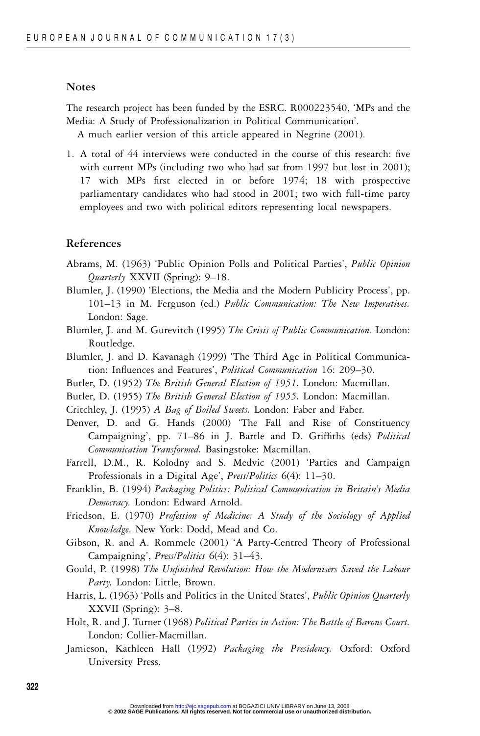## Notes

The research project has been funded by the ESRC. R000223540, 'MPs and the Media: A Study of Professionalization in Political Communication'.

A much earlier version of this article appeared in Negrine (2001).

1. A total of 44 interviews were conducted in the course of this research: five with current MPs (including two who had sat from 1997 but lost in 2001); 17 with MPs first elected in or before 1974; 18 with prospective parliamentary candidates who had stood in 2001; two with full-time party employees and two with political editors representing local newspapers.

## References

Abrams, M. (1963) 'Public Opinion Polls and Political Parties', *Public Opinion Quarterly* XXVII (Spring): 9–18.

Blumler, J. (1990) 'Elections, the Media and the Modern Publicity Process', pp. 101–13 in M. Ferguson (ed.) *Public Communication: The New Imperatives.* London: Sage.

Blumler, J. and M. Gurevitch (1995) *The Crisis of Public Communication*. London: Routledge.

Blumler, J. and D. Kavanagh (1999) 'The Third Age in Political Communication: Influences and Features', *Political Communication* 16: 209–30.

Butler, D. (1952) *The British General Election of 1951.* London: Macmillan.

Butler, D. (1955) *The British General Election of 1955.* London: Macmillan.

Critchley, J. (1995) *A Bag of Boiled Sweets.* London: Faber and Faber.

Denver, D. and G. Hands (2000) 'The Fall and Rise of Constituency Campaigning', pp. 71–86 in J. Bartle and D. Griffiths (eds) *Political Communication Transformed.* Basingstoke: Macmillan.

Farrell, D.M., R. Kolodny and S. Medvic (2001) 'Parties and Campaign Professionals in a Digital Age', *Press/Politics* 6(4): 11–30.

Franklin, B. (1994) *Packaging Politics: Political Communication in Britain's Media Democracy.* London: Edward Arnold.

Friedson, E. (1970) *Profession of Medicine: A Study of the Sociology of Applied Knowledge*. New York: Dodd, Mead and Co.

Gibson, R. and A. Rommele (2001) 'A Party-Centred Theory of Professional Campaigning', *Press/Politics* 6(4): 31–43.

Gould, P. (1998) *The Unfinished Revolution: How the Modernisers Saved the Labour Party.* London: Little, Brown.

Harris, L. (1963) 'Polls and Politics in the United States', *Public Opinion Quarterly* XXVII (Spring): 3–8.

Holt, R. and J. Turner (1968) *Political Parties in Action: The Battle of Barons Court.* London: Collier-Macmillan.

Jamieson, Kathleen Hall (1992) *Packaging the Presidency.* Oxford: Oxford University Press.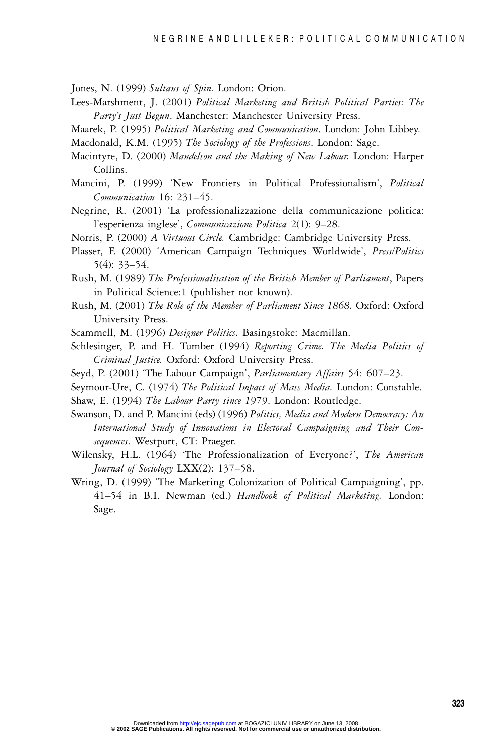Jones, N. (1999) *Sultans of Spin.* London: Orion.

Lees-Marshment, J. (2001) *Political Marketing and British Political Parties: The Party's Just Begun*. Manchester: Manchester University Press.

Maarek, P. (1995) *Political Marketing and Communication*. London: John Libbey.

Macdonald, K.M. (1995) *The Sociology of the Professions*. London: Sage.

Macintyre, D. (2000) *Mandelson and the Making of New Labour.* London: Harper Collins.

Mancini, P. (1999) 'New Frontiers in Political Professionalism', *Political Communication* 16: 231–45.

Negrine, R. (2001) 'La professionalizzazione della communicazione politica: l'esperienza inglese', *Communicazione Politica* 2(1): 9–28.

Norris, P. (2000) *A Virtuous Circle.* Cambridge: Cambridge University Press.

Plasser, F. (2000) 'American Campaign Techniques Worldwide', *Press/Politics* 5(4): 33–54.

Rush, M. (1989) *The Professionalisation of the British Member of Parliament*, Papers in Political Science:1 (publisher not known).

Rush, M. (2001) *The Role of the Member of Parliament Since 1868.* Oxford: Oxford University Press.

Scammell, M. (1996) *Designer Politics.* Basingstoke: Macmillan.

Schlesinger, P. and H. Tumber (1994) *Reporting Crime. The Media Politics of Criminal Justice.* Oxford: Oxford University Press.

Seyd, P. (2001) 'The Labour Campaign', *Parliamentary Affairs* 54: 607–23.

Seymour-Ure, C. (1974) *The Political Impact of Mass Media.* London: Constable.

Shaw, E. (1994) *The Labour Party since 1979*. London: Routledge.

Swanson, D. and P. Mancini (eds) (1996) *Politics, Media and Modern Democracy: An International Study of Innovations in Electoral Campaigning and Their Consequences*. Westport, CT: Praeger.

Wilensky, H.L. (1964) 'The Professionalization of Everyone?', *The American Journal of Sociology* LXX(2): 137–58.

Wring, D. (1999) 'The Marketing Colonization of Political Campaigning', pp. 41–54 in B.I. Newman (ed.) *Handbook of Political Marketing.* London: Sage.